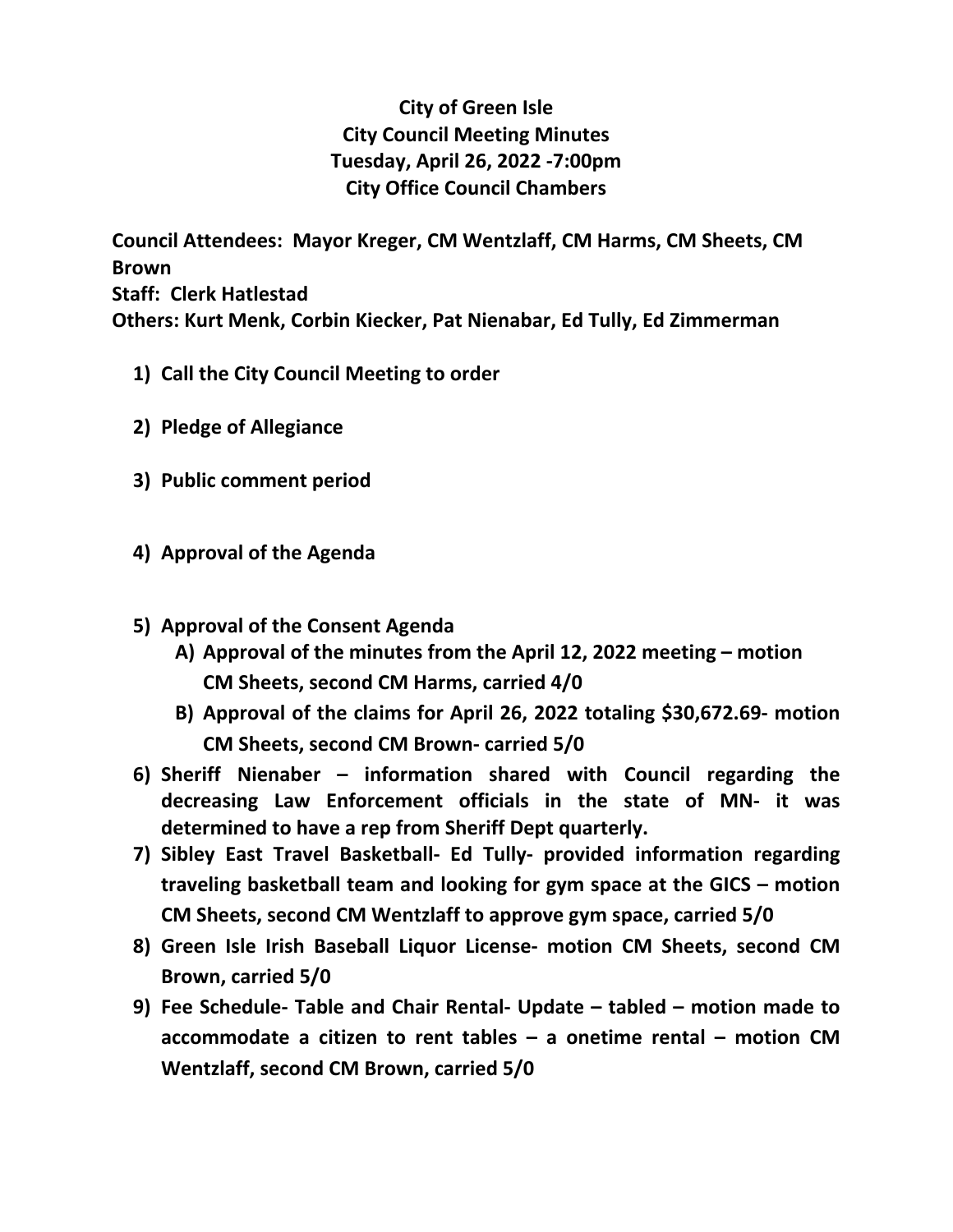# City of Green Isle
## City Council Meeting Minutes
### Tuesday, April 26, 2022 -7:00pm
### City Office Council Chambers

**Council Attendees: Mayor Kreger, CM Wentzlaff, CM Harms, CM Sheets, CM Brown**
**Staff: Clerk Hatlestad**
**Others: Kurt Menk, Corbin Kiecker, Pat Nienabar, Ed Tully, Ed Zimmerman**

1) **Call the City Council Meeting to order**

2) **Pledge of Allegiance**

3) **Public comment period**

4) **Approval of the Agenda**

5) **Approval of the Consent Agenda**
   A) **Approval of the minutes from the April 12, 2022 meeting – motion CM Sheets, second CM Harms, carried 4/0**
   B) **Approval of the claims for April 26, 2022 totaling $30,672.69- motion CM Sheets, second CM Brown- carried 5/0**

6) **Sheriff Nienaber – information shared with Council regarding the decreasing Law Enforcement officials in the state of MN- it was determined to have a rep from Sheriff Dept quarterly.**

7) **Sibley East Travel Basketball- Ed Tully- provided information regarding traveling basketball team and looking for gym space at the GICS – motion CM Sheets, second CM Wentzlaff to approve gym space, carried 5/0**

8) **Green Isle Irish Baseball Liquor License- motion CM Sheets, second CM Brown, carried 5/0**

9) **Fee Schedule- Table and Chair Rental- Update – tabled – motion made to accommodate a citizen to rent tables – a onetime rental – motion CM Wentzlaff, second CM Brown, carried 5/0**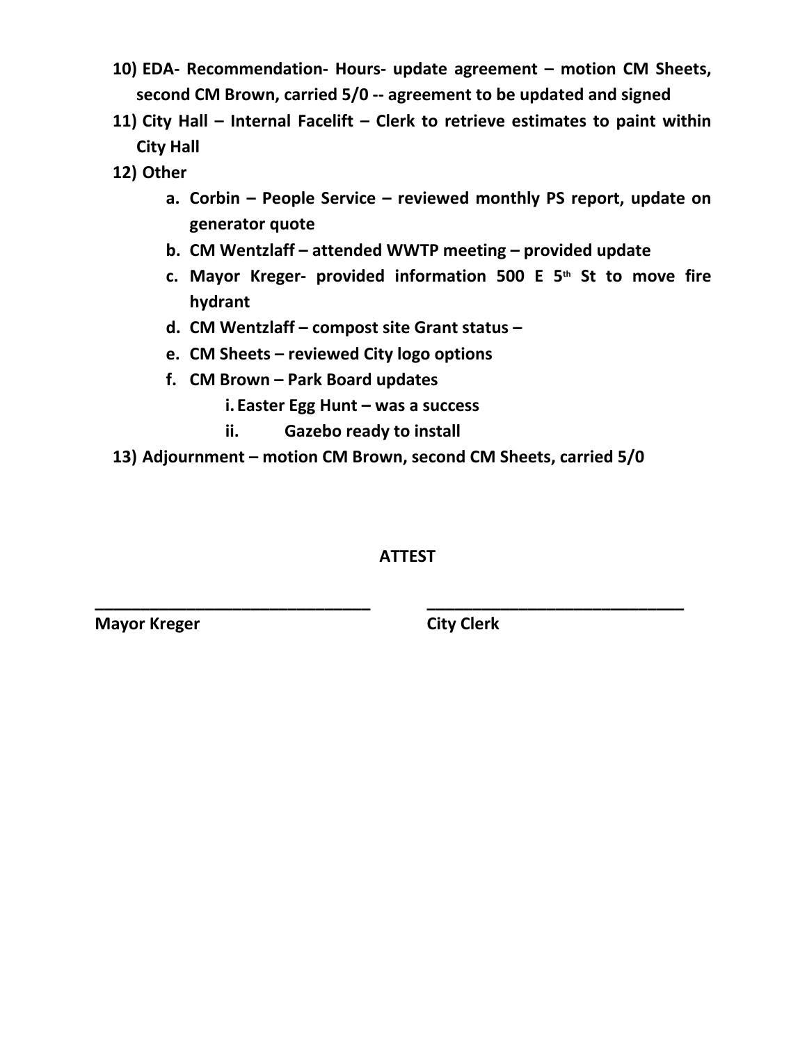10) **EDA- Recommendation- Hours- update agreement – motion CM Sheets, second CM Brown, carried 5/0 -- agreement to be updated and signed**
11) **City Hall – Internal Facelift – Clerk to retrieve estimates to paint within City Hall**
12) **Other**
    a. **Corbin – People Service – reviewed monthly PS report, update on generator quote**
    b. **CM Wentzlaff – attended WWTP meeting – provided update**
    c. **Mayor Kreger- provided information 500 E 5th St to move fire hydrant**
    d. **CM Wentzlaff – compost site Grant status –**
    e. **CM Sheets – reviewed City logo options**
    f. **CM Brown – Park Board updates**
        i. **Easter Egg Hunt – was a success**
        ii. **Gazebo ready to install**
13) **Adjournment – motion CM Brown, second CM Sheets, carried 5/0**

**ATTEST**

| | |
|---|---|
| ________________________________ | ______________________________ |
| **Mayor Kreger** | **City Clerk** |